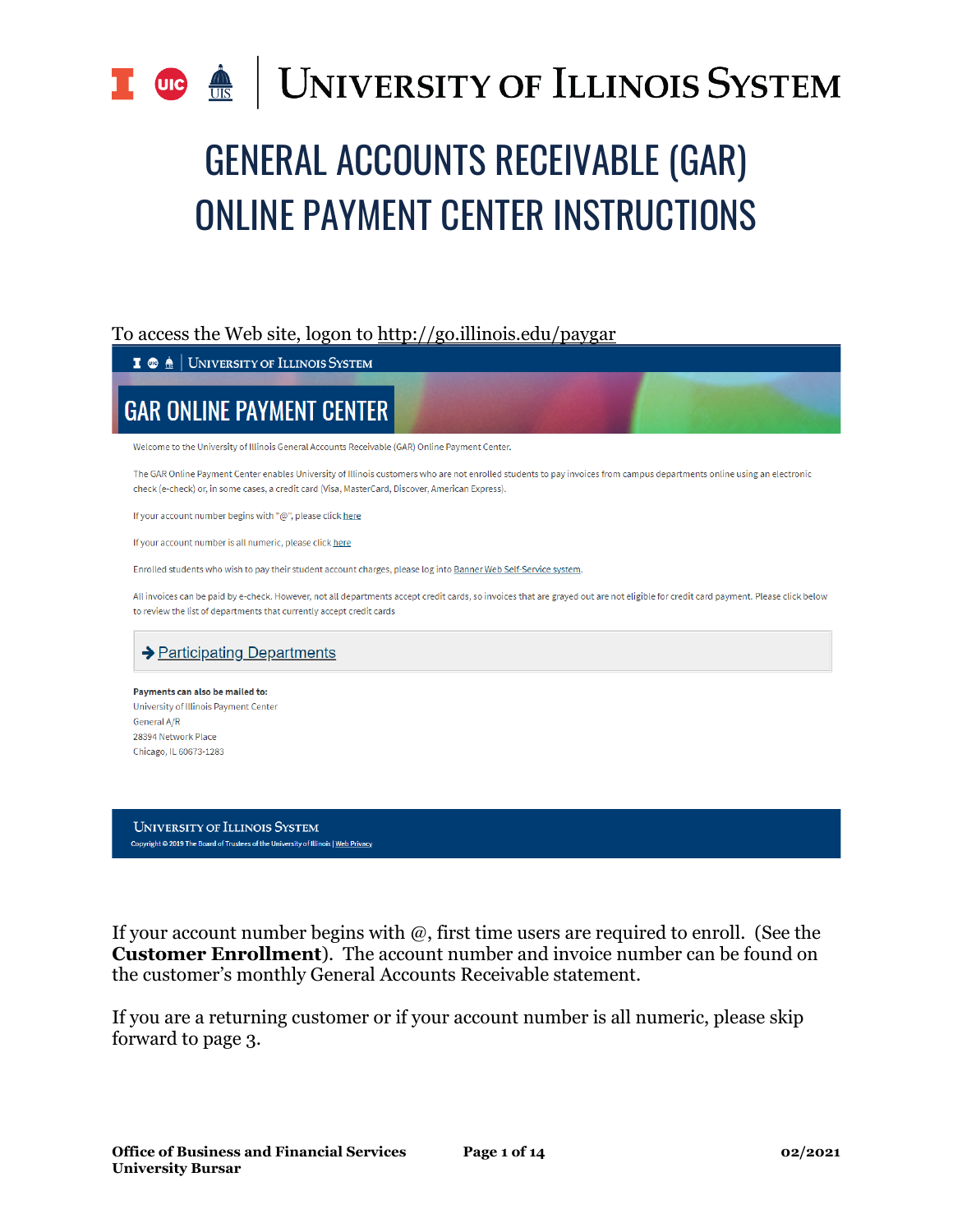# UNIVERSITY OF ILLINOIS SYSTEM

# GENERAL ACCOUNTS RECEIVABLE (GAR) ONLINE PAYMENT CENTER INSTRUCTIONS

To access the Web site, logon to http://go.illinois.edu/paygar

UNIVERSITY OF ILLINOIS SYSTEM

## GAR ONLINE PAYMENT CENTER

Welcome to the University of Illinois General Accounts Receivable (GAR) Online Payment Center.

The GAR Online Payment Center enables University of Illinois customers who are not enrolled students to pay invoices from campus departments online using an electronic check (e-check) or, in some cases, a credit card (Visa, MasterCard, Discover, American Express).

If your account number begins with "@", please click here

If your account number is all numeric, please click here

Enrolled students who wish to pay their student account charges, please log into Banner Web Self-Service system.

All invoices can be paid by e-check. However, not all departments accept credit cards, so invoices that are grayed out are not eligible for credit card payment. Please click below to review the list of departments that currently accept credit cards

→ Participating Departments

**Payments can also be mailed to:**
University of Illinois Payment Center
General A/R
28394 Network Place
Chicago, IL 60673-1283

UNIVERSITY OF ILLINOIS SYSTEM
Copyright © 2019 The Board of Trustees of the University of Illinois | Web Privacy

If your account number begins with @, first time users are required to enroll. (See the **Customer Enrollment**). The account number and invoice number can be found on the customer's monthly General Accounts Receivable statement.

If you are a returning customer or if your account number is all numeric, please skip forward to page 3.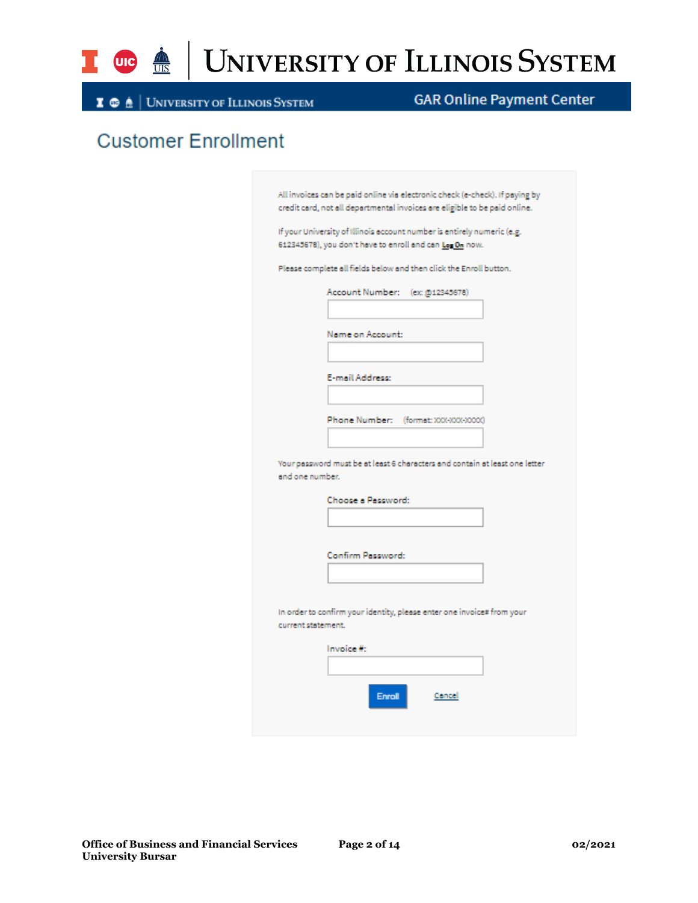# University of Illinois System

University of Illinois System | GAR Online Payment Center

## Customer Enrollment

All invoices can be paid online via electronic check (e-check). If paying by credit card, not all departmental invoices are eligible to be paid online.

If your University of Illinois account number is entirely numeric (e.g. 612345678), you don't have to enroll and can Log On now.

Please complete all fields below and then click the Enroll button.

Account Number: (ex: @12345678)

Name on Account:

E-mail Address:

Phone Number: (format: XXX-XXX-XXXX)

Your password must be at least 6 characters and contain at least one letter and one number.

Choose a Password:

Confirm Password:

In order to confirm your identity, please enter one invoice# from your current statement.

Invoice #:

Enroll    Cancel

**Office of Business and Financial Services**
**University Bursar**

**02/2021**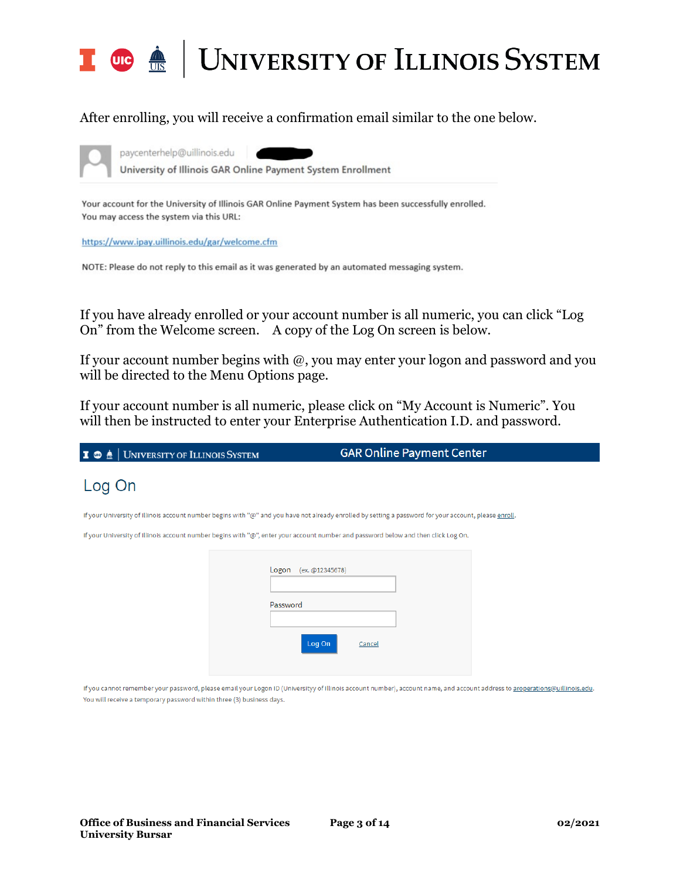After enrolling, you will receive a confirmation email similar to the one below.

paycenterhelp@uillinois.edu

University of Illinois GAR Online Payment System Enrollment

Your account for the University of Illinois GAR Online Payment System has been successfully enrolled. You may access the system via this URL:

https://www.ipay.uillinois.edu/gar/welcome.cfm

NOTE: Please do not reply to this email as it was generated by an automated messaging system.

If you have already enrolled or your account number is all numeric, you can click "Log On" from the Welcome screen. A copy of the Log On screen is below.

If your account number begins with @, you may enter your logon and password and you will be directed to the Menu Options page.

If your account number is all numeric, please click on "My Account is Numeric". You will then be instructed to enter your Enterprise Authentication I.D. and password.

UNIVERSITY OF ILLINOIS SYSTEM — GAR Online Payment Center

## Log On

If your University of Illinois account number begins with "@" and you have not already enrolled by setting a password for your account, please enroll.

If your University of Illinois account number begins with "@", enter your account number and password below and then click Log On.

Logon (ex. @12345678)

Password

Log On  Cancel

If you cannot remember your password, please email your Logon ID (Universityy of Illinois account number), account name, and account address to aroperations@uillinois.edu. You will receive a temporary password within three (3) business days.

**Office of Business and Financial Services**
**University Bursar**

**02/2021**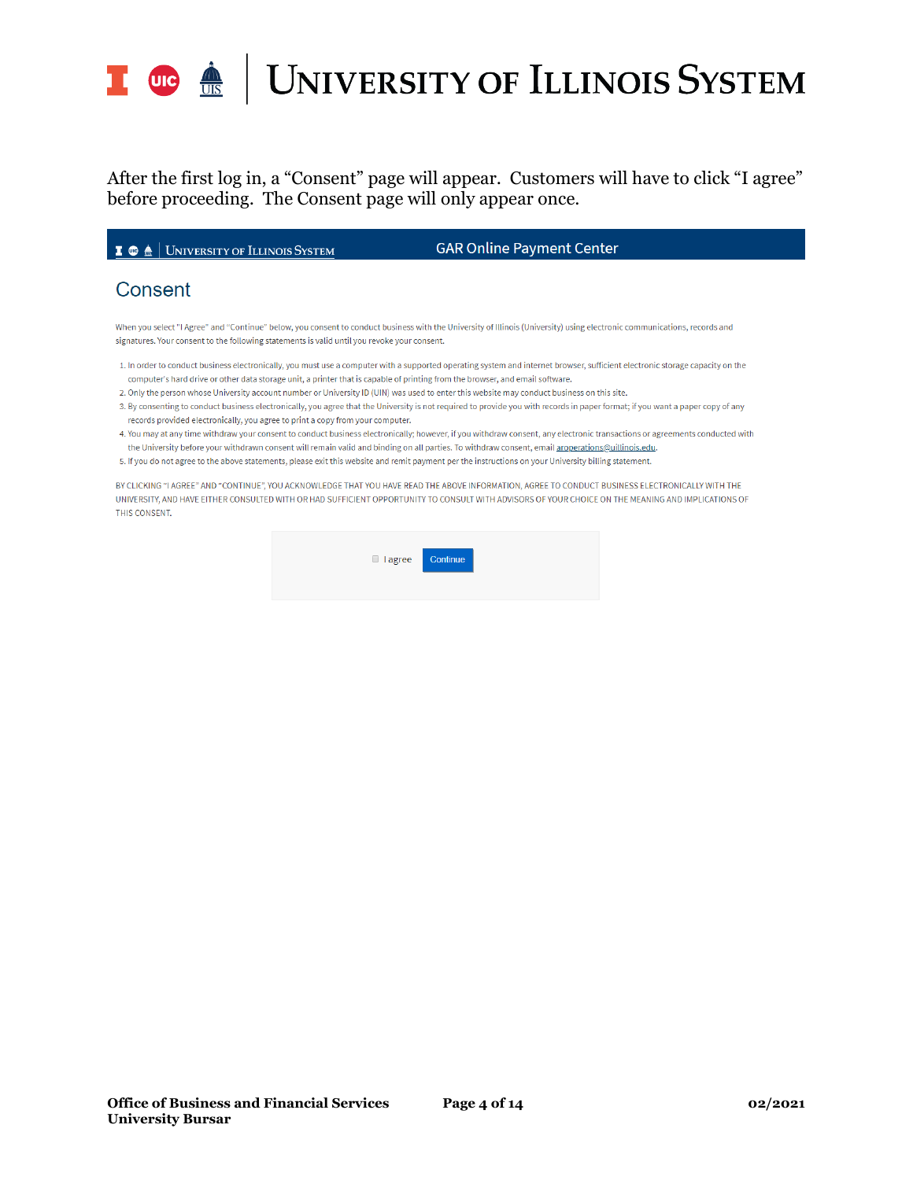After the first log in, a "Consent" page will appear. Customers will have to click "I agree" before proceeding. The Consent page will only appear once.

GAR Online Payment Center

## Consent

When you select "I Agree" and "Continue" below, you consent to conduct business with the University of Illinois (University) using electronic communications, records and signatures. Your consent to the following statements is valid until you revoke your consent.

1. In order to conduct business electronically, you must use a computer with a supported operating system and internet browser, sufficient electronic storage capacity on the computer's hard drive or other data storage unit, a printer that is capable of printing from the browser, and email software.
2. Only the person whose University account number or University ID (UIN) was used to enter this website may conduct business on this site.
3. By consenting to conduct business electronically, you agree that the University is not required to provide you with records in paper format; if you want a paper copy of any records provided electronically, you agree to print a copy from your computer.
4. You may at any time withdraw your consent to conduct business electronically; however, if you withdraw consent, any electronic transactions or agreements conducted with the University before your withdrawn consent will remain valid and binding on all parties. To withdraw consent, email aroperations@uillinois.edu.
5. If you do not agree to the above statements, please exit this website and remit payment per the instructions on your University billing statement.

BY CLICKING "I AGREE" AND "CONTINUE", YOU ACKNOWLEDGE THAT YOU HAVE READ THE ABOVE INFORMATION, AGREE TO CONDUCT BUSINESS ELECTRONICALLY WITH THE UNIVERSITY, AND HAVE EITHER CONSULTED WITH OR HAD SUFFICIENT OPPORTUNITY TO CONSULT WITH ADVISORS OF YOUR CHOICE ON THE MEANING AND IMPLICATIONS OF THIS CONSENT.

☐ I agree   Continue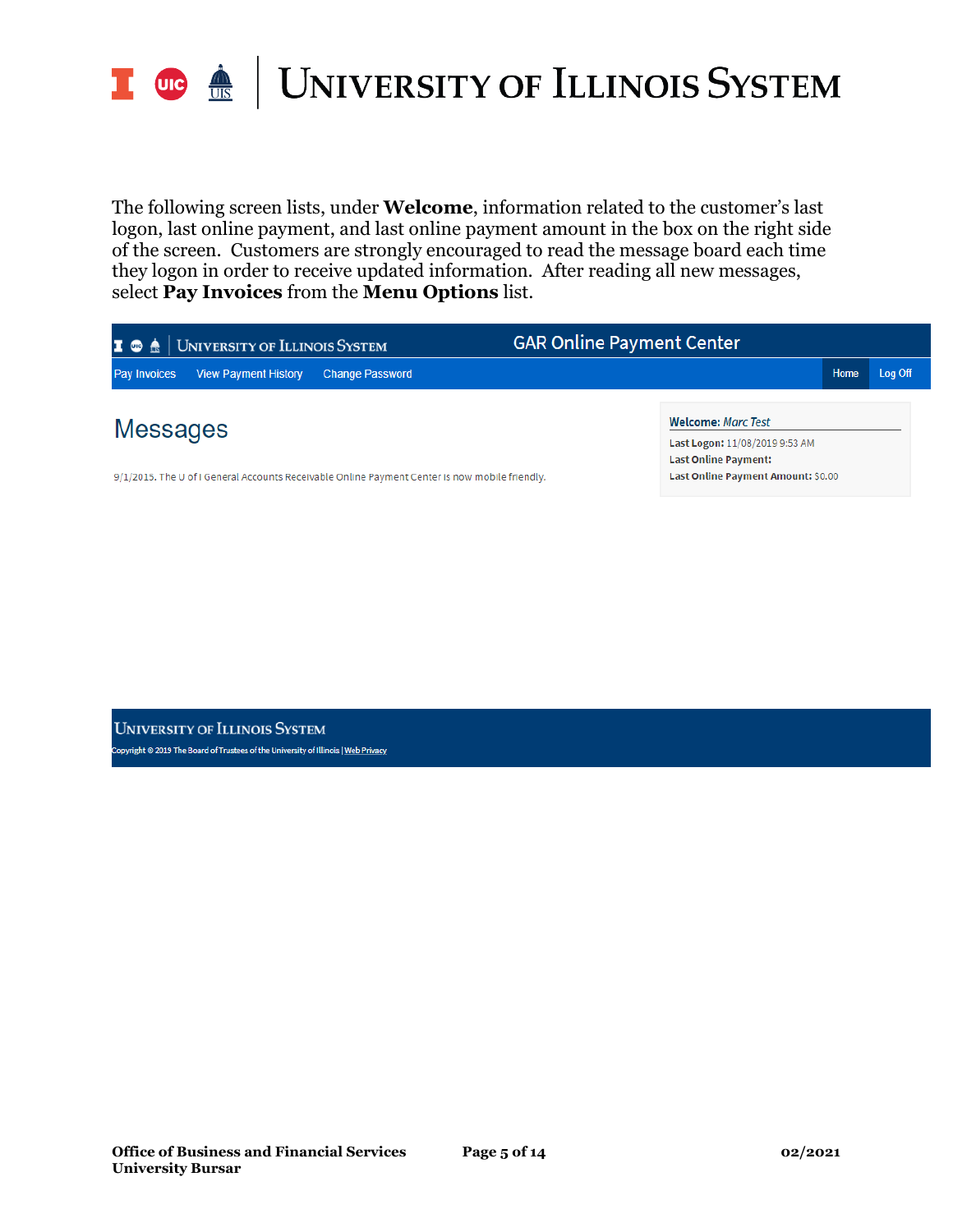The following screen lists, under **Welcome**, information related to the customer's last logon, last online payment, and last online payment amount in the box on the right side of the screen. Customers are strongly encouraged to read the message board each time they logon in order to receive updated information. After reading all new messages, select **Pay Invoices** from the **Menu Options** list.

UNIVERSITY OF ILLINOIS SYSTEM | GAR Online Payment Center

Pay Invoices | View Payment History | Change Password | Home | Log Off

## Messages

9/1/2015. The U of I General Accounts Receivable Online Payment Center is now mobile friendly.

**Welcome:** *Marc Test*

**Last Logon:** 11/08/2019 9:53 AM

**Last Online Payment:**

**Last Online Payment Amount:** $0.00

UNIVERSITY OF ILLINOIS SYSTEM

Copyright © 2019 The Board of Trustees of the University of Illinois | Web Privacy

**Office of Business and Financial Services**
**University Bursar**

**02/2021**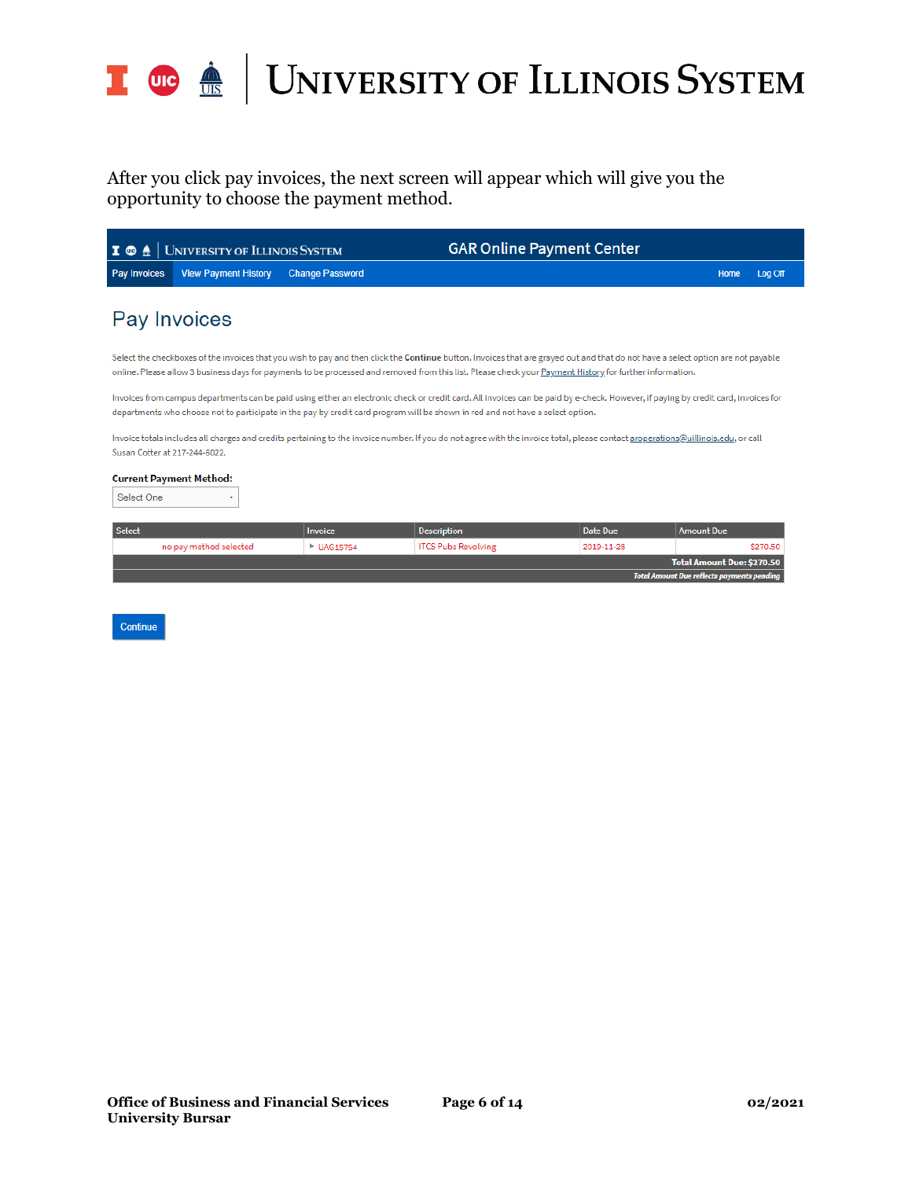After you click pay invoices, the next screen will appear which will give you the opportunity to choose the payment method.

UNIVERSITY OF ILLINOIS SYSTEM — GAR Online Payment Center

Pay Invoices | View Payment History | Change Password | Home | Log Off

## Pay Invoices

Select the checkboxes of the invoices that you wish to pay and then click the **Continue** button. Invoices that are grayed out and that do not have a select option are not payable online. Please allow 3 business days for payments to be processed and removed from this list. Please check your Payment History for further information.

Invoices from campus departments can be paid using either an electronic check or credit card. All invoices can be paid by e-check. However, if paying by credit card, invoices for departments who choose not to participate in the pay by credit card program will be shown in red and not have a select option.

Invoice totals includes all charges and credits pertaining to the invoice number. If you do not agree with the invoice total, please contact aroperations@uillinois.edu, or call Susan Cotter at 217-244-6022.

**Current Payment Method:**

Select One

| Select | Invoice | Description | Date Due | Amount Due |
|---|---|---|---|---|
| no pay method selected | UAG15754 | ITCS Pubs Revolving | 2019-11-28 | $270.50 |
| | | | | **Total Amount Due: $270.50** |
| | | | | *Total Amount Due reflects payments pending* |

Continue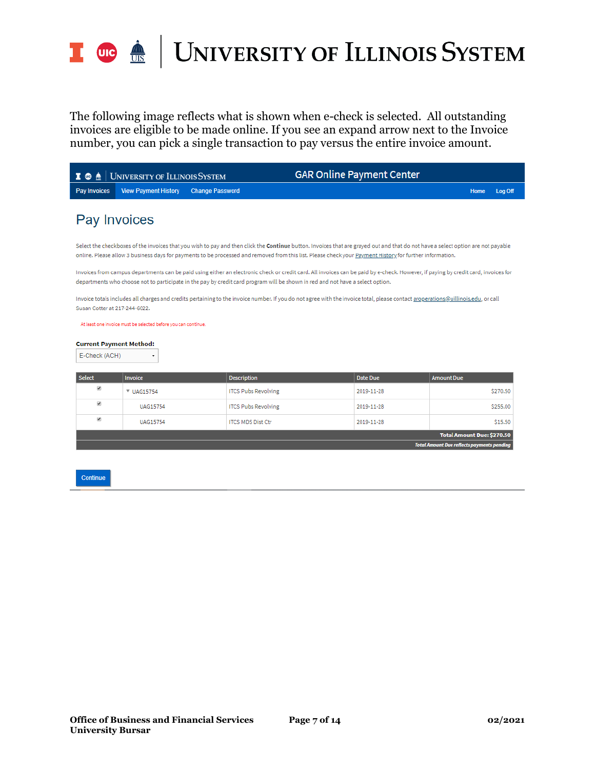The following image reflects what is shown when e-check is selected. All outstanding invoices are eligible to be made online. If you see an expand arrow next to the Invoice number, you can pick a single transaction to pay versus the entire invoice amount.

UNIVERSITY OF ILLINOIS SYSTEM — GAR Online Payment Center

Pay Invoices | View Payment History | Change Password | Home | Log Off

## Pay Invoices

Select the checkboxes of the invoices that you wish to pay and then click the **Continue** button. Invoices that are grayed out and that do not have a select option are not payable online. Please allow 3 business days for payments to be processed and removed from this list. Please check your Payment History for further information.

Invoices from campus departments can be paid using either an electronic check or credit card. All invoices can be paid by e-check. However, if paying by credit card, invoices for departments who choose not to participate in the pay by credit card program will be shown in red and not have a select option.

Invoice totals includes all charges and credits pertaining to the invoice number. If you do not agree with the invoice total, please contact aroperations@uillinois.edu, or call Susan Cotter at 217-244-6022.

At least one invoice must be selected before you can continue.

**Current Payment Method:**

E-Check (ACH)

| Select | Invoice | Description | Date Due | Amount Due |
|---|---|---|---|---|
| ✔ | ▾ UAG15754 | ITCS Pubs Revolving | 2019-11-28 | $270.50 |
| ✔ | UAG15754 | ITCS Pubs Revolving | 2019-11-28 | $255.00 |
| ✔ | UAG15754 | ITCS MDS Dist Ctr | 2019-11-28 | $15.50 |
| | | | | **Total Amount Due: $270.50** |
| | | | | *Total Amount Due reflects payments pending* |

Continue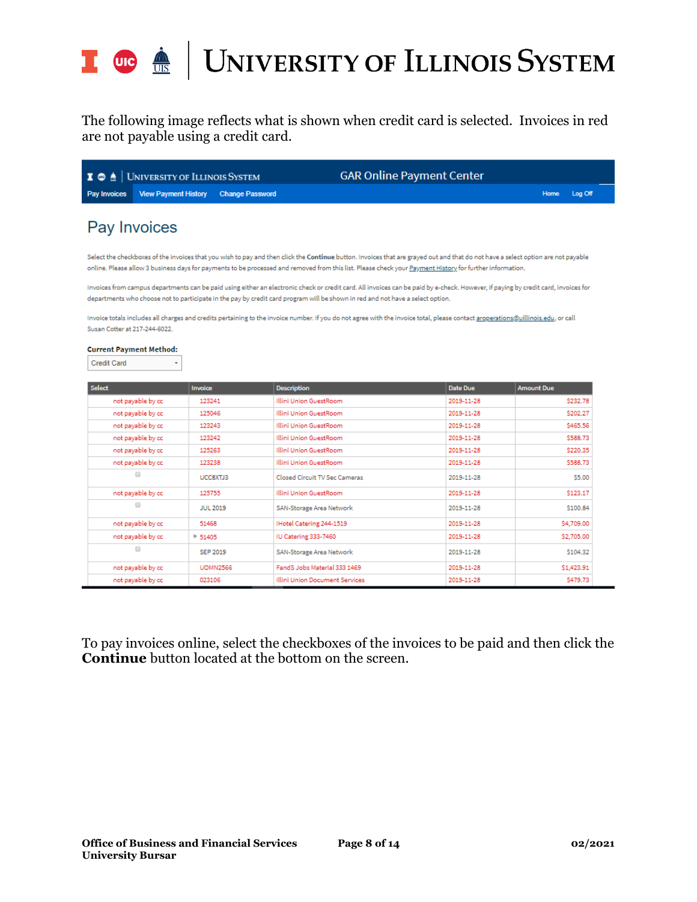The following image reflects what is shown when credit card is selected. Invoices in red are not payable using a credit card.

GAR Online Payment Center

Pay Invoices | View Payment History | Change Password | Home | Log Off

## Pay Invoices

Select the checkboxes of the invoices that you wish to pay and then click the **Continue** button. Invoices that are grayed out and that do not have a select option are not payable online. Please allow 3 business days for payments to be processed and removed from this list. Please check your Payment History for further information.

Invoices from campus departments can be paid using either an electronic check or credit card. All invoices can be paid by e-check. However, if paying by credit card, invoices for departments who choose not to participate in the pay by credit card program will be shown in red and not have a select option.

Invoice totals includes all charges and credits pertaining to the invoice number. If you do not agree with the invoice total, please contact aroperations@uillinois.edu, or call Susan Cotter at 217-244-6022.

**Current Payment Method:** Credit Card

| Select | Invoice | Description | Date Due | Amount Due |
|---|---|---|---|---|
| not payable by cc | 123241 | Illini Union GuestRoom | 2019-11-28 | $232.78 |
| not payable by cc | 125046 | Illini Union GuestRoom | 2019-11-28 | $202.27 |
| not payable by cc | 123243 | Illini Union GuestRoom | 2019-11-28 | $465.56 |
| not payable by cc | 123242 | Illini Union GuestRoom | 2019-11-28 | $588.73 |
| not payable by cc | 125263 | Illini Union GuestRoom | 2019-11-28 | $220.35 |
| not payable by cc | 123238 | Illini Union GuestRoom | 2019-11-28 | $588.73 |
| ☐ | UCC8XTJ3 | Closed Circuit TV Sec Cameras | 2019-11-28 | $5.00 |
| not payable by cc | 125755 | Illini Union GuestRoom | 2019-11-28 | $123.17 |
| ☐ | JUL 2019 | SAN-Storage Area Network | 2019-11-28 | $100.84 |
| not payable by cc | 51468 | IHotel Catering 244-1519 | 2019-11-28 | $4,709.00 |
| not payable by cc | 51405 | IU Catering 333-7460 | 2019-11-28 | $2,705.00 |
| ☐ | SEP 2019 | SAN-Storage Area Network | 2019-11-28 | $104.32 |
| not payable by cc | UOMN2566 | FandS Jobs Material 333 1469 | 2019-11-28 | $1,423.91 |
| not payable by cc | 023106 | Illini Union Document Services | 2019-11-28 | $479.73 |

To pay invoices online, select the checkboxes of the invoices to be paid and then click the **Continue** button located at the bottom on the screen.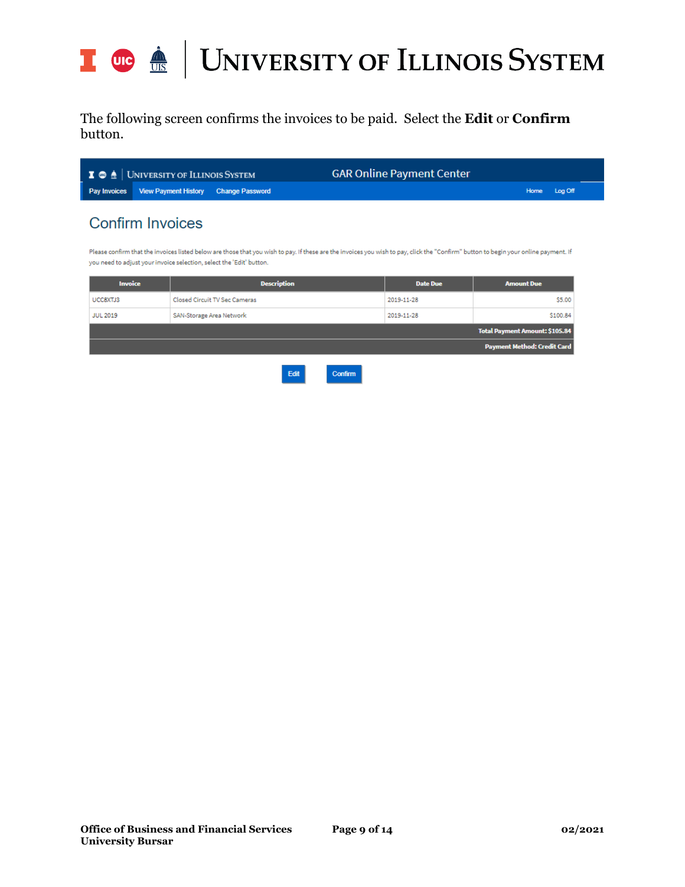The following screen confirms the invoices to be paid. Select the **Edit** or **Confirm** button.

UNIVERSITY OF ILLINOIS SYSTEM — GAR Online Payment Center

Pay Invoices | View Payment History | Change Password | Home | Log Off

## Confirm Invoices

Please confirm that the invoices listed below are those that you wish to pay. If these are the invoices you wish to pay, click the "Confirm" button to begin your online payment. If you need to adjust your invoice selection, select the 'Edit' button.

| Invoice | Description | Date Due | Amount Due |
|---|---|---|---|
| UCC8XTJ3 | Closed Circuit TV Sec Cameras | 2019-11-28 | $5.00 |
| JUL 2019 | SAN-Storage Area Network | 2019-11-28 | $100.84 |
| | | | **Total Payment Amount: $105.84** |
| | | | **Payment Method: Credit Card** |

Edit | Confirm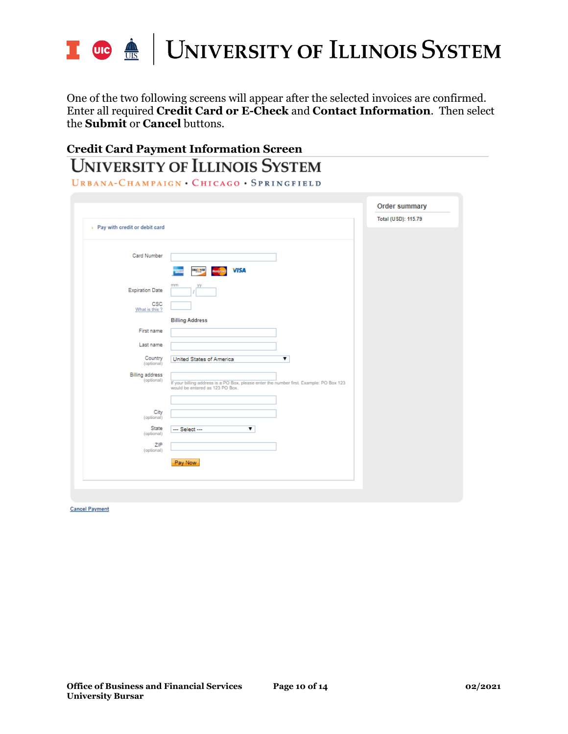One of the two following screens will appear after the selected invoices are confirmed. Enter all required **Credit Card or E-Check** and **Contact Information**. Then select the **Submit** or **Cancel** buttons.

### Credit Card Payment Information Screen

UNIVERSITY OF ILLINOIS SYSTEM

URBANA-CHAMPAIGN • CHICAGO • SPRINGFIELD

› Pay with credit or debit card

Card Number

Expiration Date mm / yy

CSC
What is this ?

Billing Address

First name

Last name

Country (optional) United States of America

Billing address (optional)
If your billing address is a PO Box, please enter the number first. Example: PO Box 123 would be entered as 123 PO Box.

City (optional)

State (optional) --- Select ---

ZIP (optional)

Pay Now

Order summary

Total (USD): 115.79

Cancel Payment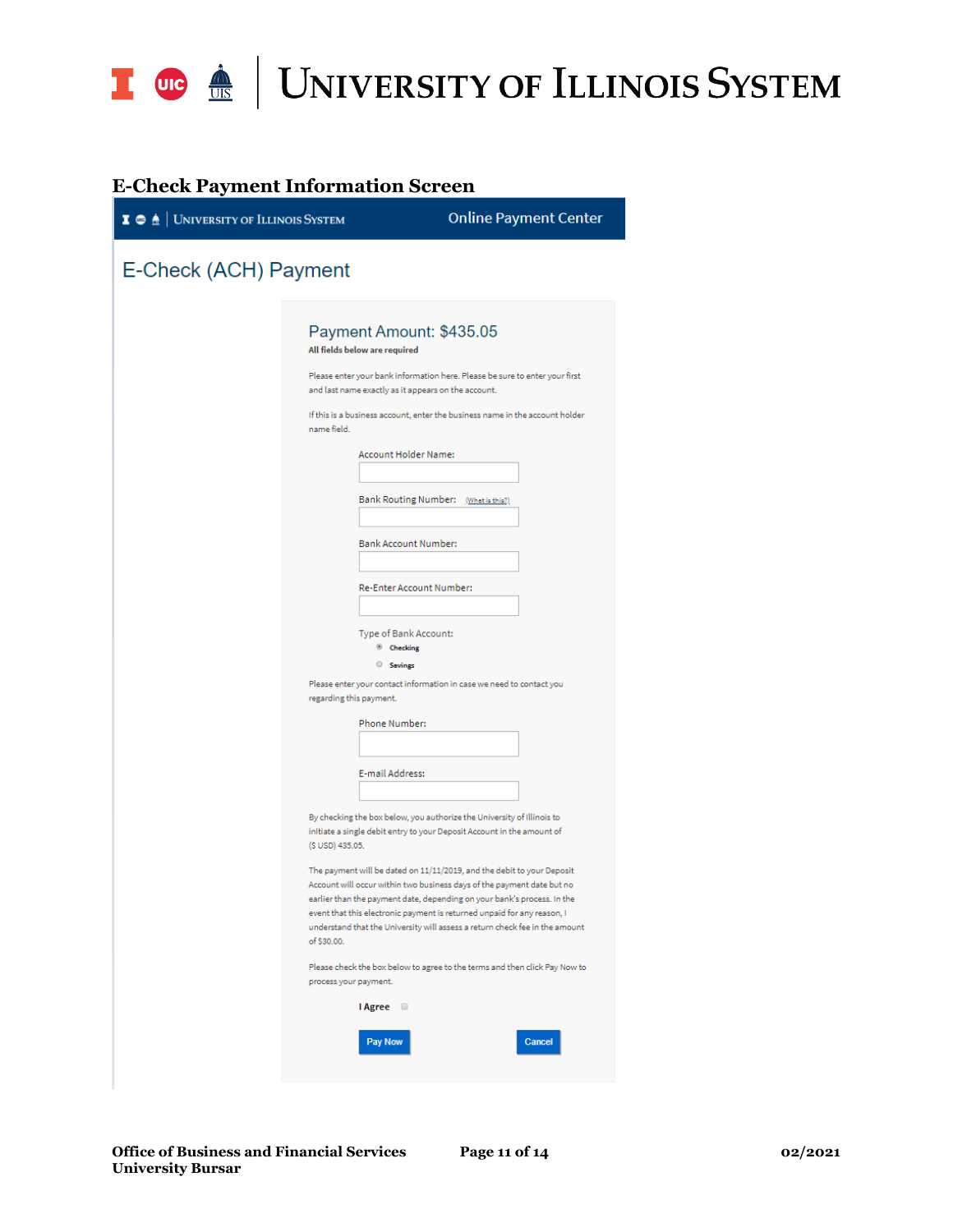## E-Check Payment Information Screen

University of Illinois System | Online Payment Center

# E-Check (ACH) Payment

Payment Amount: $435.05

**All fields below are required**

Please enter your bank information here. Please be sure to enter your first and last name exactly as it appears on the account.

If this is a business account, enter the business name in the account holder name field.

Account Holder Name:

Bank Routing Number: (What is this?)

Bank Account Number:

Re-Enter Account Number:

Type of Bank Account:

- **Checking**
- **Savings**

Please enter your contact information in case we need to contact you regarding this payment.

Phone Number:

E-mail Address:

By checking the box below, you authorize the University of Illinois to initiate a single debit entry to your Deposit Account in the amount of ($ USD) 435.05.

The payment will be dated on 11/11/2019, and the debit to your Deposit Account will occur within two business days of the payment date but no earlier than the payment date, depending on your bank's process. In the event that this electronic payment is returned unpaid for any reason, I understand that the University will assess a return check fee in the amount of $30.00.

Please check the box below to agree to the terms and then click Pay Now to process your payment.

**I Agree**

Pay Now | Cancel

**Office of Business and Financial Services**
**University Bursar**

**02/2021**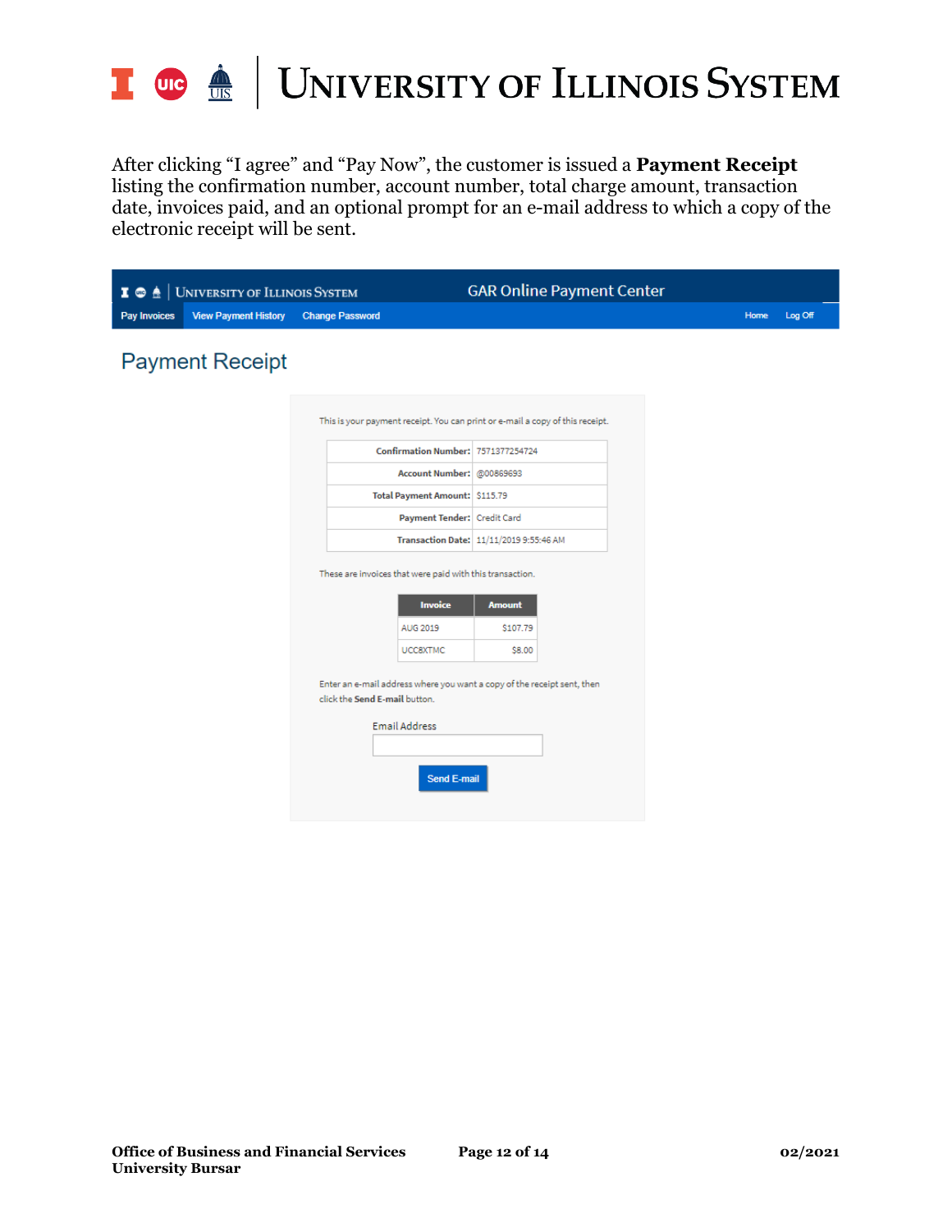After clicking "I agree" and "Pay Now", the customer is issued a **Payment Receipt** listing the confirmation number, account number, total charge amount, transaction date, invoices paid, and an optional prompt for an e-mail address to which a copy of the electronic receipt will be sent.

University of Illinois System | GAR Online Payment Center

Pay Invoices | View Payment History | Change Password | Home | Log Off

## Payment Receipt

This is your payment receipt. You can print or e-mail a copy of this receipt.

| | |
|---|---|
| **Confirmation Number:** | 7571377254724 |
| **Account Number:** | @00869693 |
| **Total Payment Amount:** | $115.79 |
| **Payment Tender:** | Credit Card |
| **Transaction Date:** | 11/11/2019 9:55:46 AM |

These are invoices that were paid with this transaction.

| Invoice | Amount |
|---|---|
| AUG 2019 | $107.79 |
| UCC8XTMC | $8.00 |

Enter an e-mail address where you want a copy of the receipt sent, then click the **Send E-mail** button.

Email Address

Send E-mail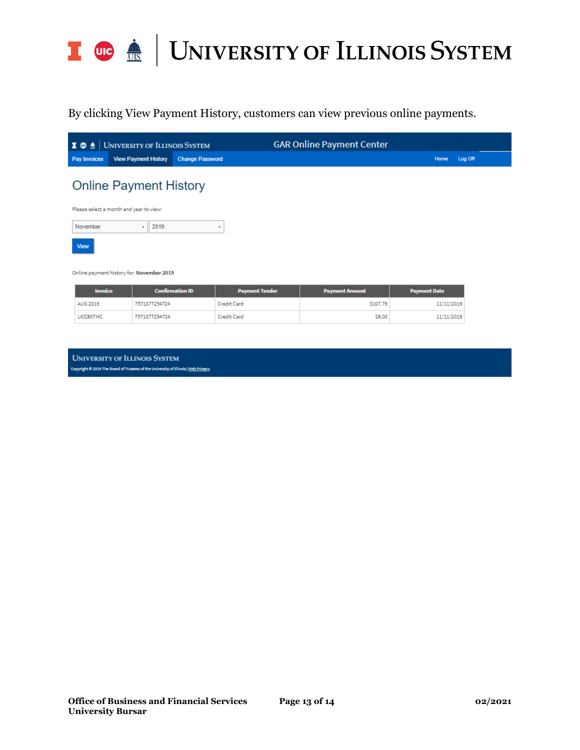By clicking View Payment History, customers can view previous online payments.

UNIVERSITY OF ILLINOIS SYSTEM | GAR Online Payment Center

Pay Invoices | View Payment History | Change Password | Home | Log Off

## Online Payment History

Please select a month and year to view:

November | 2019

View

Online payment history for: **November 2019**

| Invoice | Confirmation ID | Payment Tender | Payment Amount | Payment Date |
|---|---|---|---|---|
| AUG 2019 | 7571377254724 | Credit Card | $107.79 | 11/11/2019 |
| UCC8XTMC | 7571377254724 | Credit Card | $8.00 | 11/11/2019 |

UNIVERSITY OF ILLINOIS SYSTEM

Copyright © 2019 The Board of Trustees of the University of Illinois | Web Privacy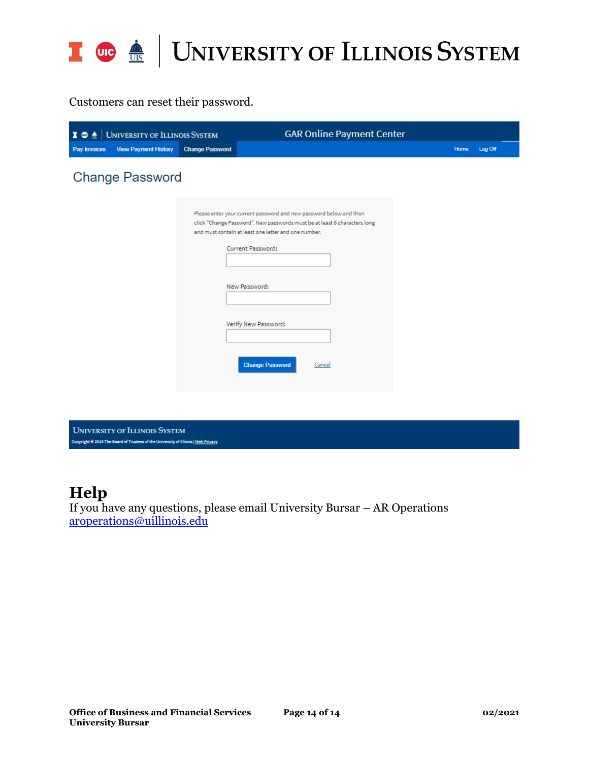Customers can reset their password.

GAR Online Payment Center

Pay Invoices | View Payment History | Change Password | Home | Log Off

Change Password

Please enter your current password and new password below and then click "Change Password". New passwords must be at least 6 characters long and must contain at least one letter and one number.

Current Password:

New Password:

Verify New Password:

Change Password | Cancel

UNIVERSITY OF ILLINOIS SYSTEM

Copyright © 2019 The Board of Trustees of the University of Illinois | Web Privacy

## Help

If you have any questions, please email University Bursar – AR Operations
aroperations@uillinois.edu